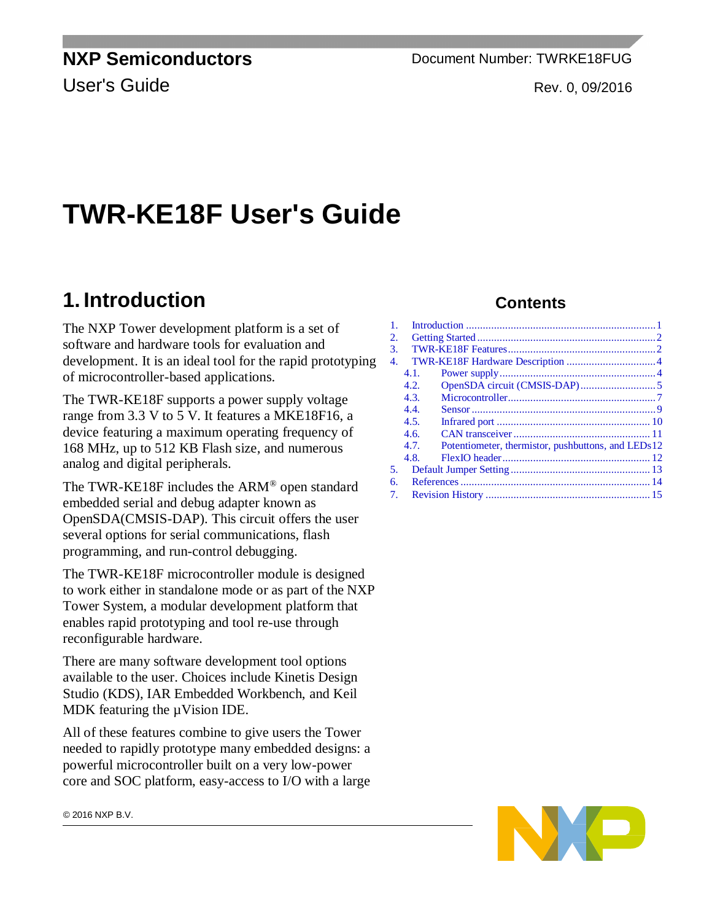NXP Semiconductors
User's Guide

Document Number: TWRKE18FUG
Rev. 0, 09/2016

# TWR-KE18F User's Guide

## 1. Introduction

The NXP Tower development platform is a set of software and hardware tools for evaluation and development. It is an ideal tool for the rapid prototyping of microcontroller-based applications.

The TWR-KE18F supports a power supply voltage range from 3.3 V to 5 V. It features a MKE18F16, a device featuring a maximum operating frequency of 168 MHz, up to 512 KB Flash size, and numerous analog and digital peripherals.

The TWR-KE18F includes the ARM® open standard embedded serial and debug adapter known as OpenSDA(CMSIS-DAP). This circuit offers the user several options for serial communications, flash programming, and run-control debugging.

The TWR-KE18F microcontroller module is designed to work either in standalone mode or as part of the NXP Tower System, a modular development platform that enables rapid prototyping and tool re-use through reconfigurable hardware.

There are many software development tool options available to the user. Choices include Kinetis Design Studio (KDS), IAR Embedded Workbench, and Keil MDK featuring the µVision IDE.

All of these features combine to give users the Tower needed to rapidly prototype many embedded designs: a powerful microcontroller built on a very low-power core and SOC platform, easy-access to I/O with a large

### Contents

1. Introduction ........ 1
2. Getting Started ........ 2
3. TWR-KE18F Features ........ 2
4. TWR-KE18F Hardware Description ........ 4
   - 4.1. Power supply ........ 4
   - 4.2. OpenSDA circuit (CMSIS-DAP) ........ 5
   - 4.3. Microcontroller ........ 7
   - 4.4. Sensor ........ 9
   - 4.5. Infrared port ........ 10
   - 4.6. CAN transceiver ........ 11
   - 4.7. Potentiometer, thermistor, pushbuttons, and LEDs ........ 12
   - 4.8. FlexIO header ........ 12
5. Default Jumper Setting ........ 13
6. References ........ 14
7. Revision History ........ 15

© 2016 NXP B.V.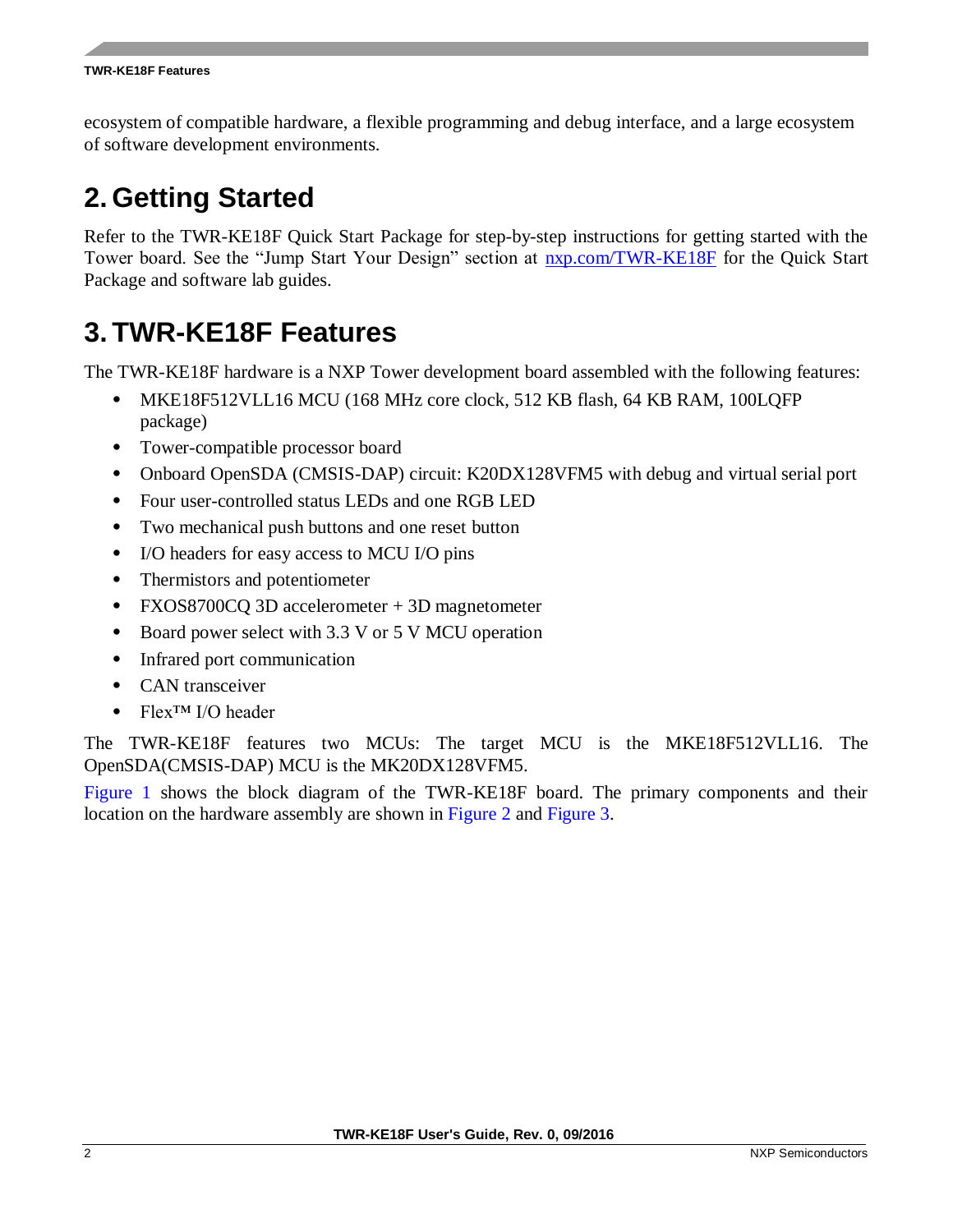ecosystem of compatible hardware, a flexible programming and debug interface, and a large ecosystem of software development environments.

# 2. Getting Started

Refer to the TWR-KE18F Quick Start Package for step-by-step instructions for getting started with the Tower board. See the "Jump Start Your Design" section at [nxp.com/TWR-KE18F](nxp.com/TWR-KE18F) for the Quick Start Package and software lab guides.

# 3. TWR-KE18F Features

The TWR-KE18F hardware is a NXP Tower development board assembled with the following features:

- MKE18F512VLL16 MCU (168 MHz core clock, 512 KB flash, 64 KB RAM, 100LQFP package)
- Tower-compatible processor board
- Onboard OpenSDA (CMSIS-DAP) circuit: K20DX128VFM5 with debug and virtual serial port
- Four user-controlled status LEDs and one RGB LED
- Two mechanical push buttons and one reset button
- I/O headers for easy access to MCU I/O pins
- Thermistors and potentiometer
- FXOS8700CQ 3D accelerometer + 3D magnetometer
- Board power select with 3.3 V or 5 V MCU operation
- Infrared port communication
- CAN transceiver
- Flex™ I/O header

The TWR-KE18F features two MCUs: The target MCU is the MKE18F512VLL16. The OpenSDA(CMSIS-DAP) MCU is the MK20DX128VFM5.

Figure 1 shows the block diagram of the TWR-KE18F board. The primary components and their location on the hardware assembly are shown in Figure 2 and Figure 3.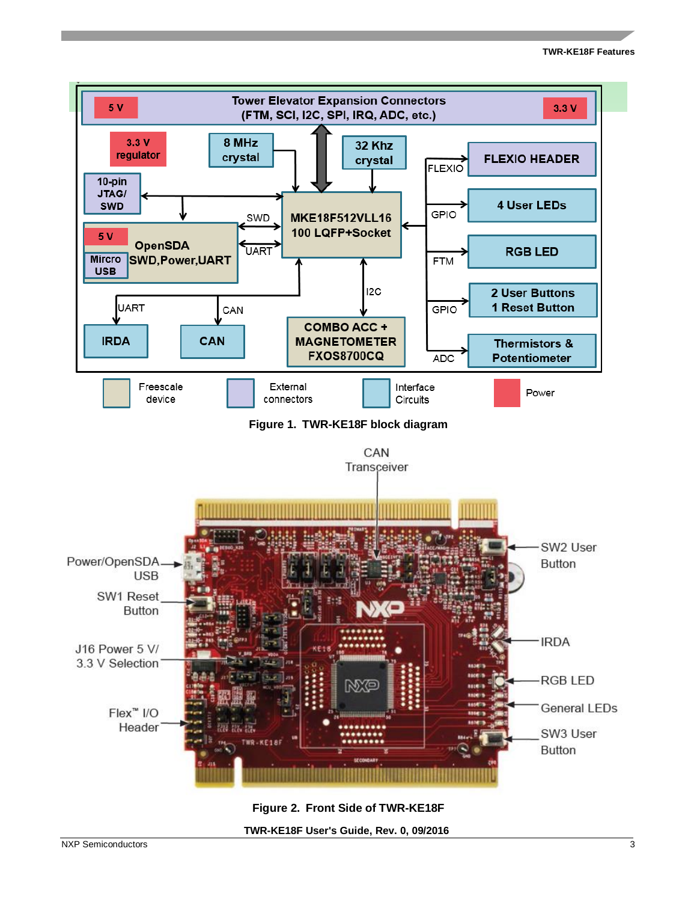Figure 1. TWR-KE18F block diagram

Figure 2. Front Side of TWR-KE18F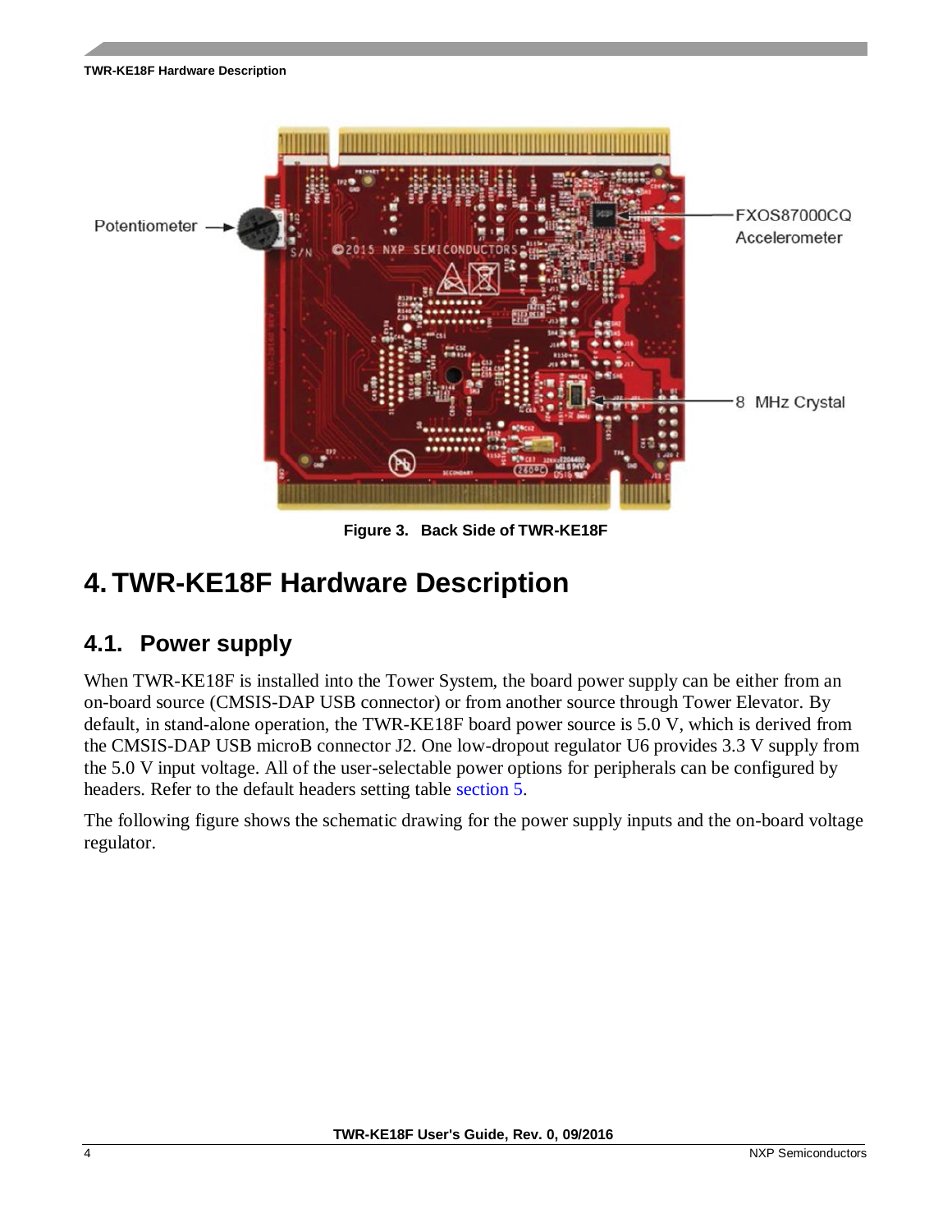Figure 3. Back Side of TWR-KE18F

# 4. TWR-KE18F Hardware Description

## 4.1. Power supply

When TWR-KE18F is installed into the Tower System, the board power supply can be either from an on-board source (CMSIS-DAP USB connector) or from another source through Tower Elevator. By default, in stand-alone operation, the TWR-KE18F board power source is 5.0 V, which is derived from the CMSIS-DAP USB microB connector J2. One low-dropout regulator U6 provides 3.3 V supply from the 5.0 V input voltage. All of the user-selectable power options for peripherals can be configured by headers. Refer to the default headers setting table section 5.

The following figure shows the schematic drawing for the power supply inputs and the on-board voltage regulator.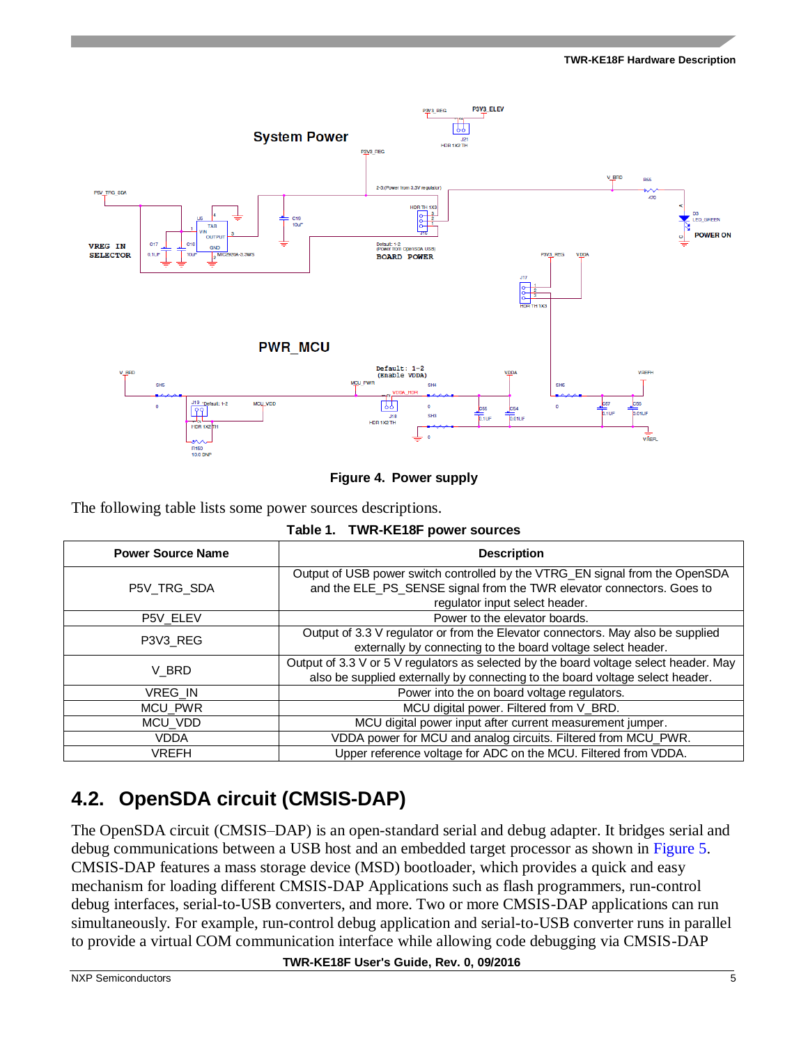Figure 4. Power supply

The following table lists some power sources descriptions.

**Table 1. TWR-KE18F power sources**

| Power Source Name | Description |
| --- | --- |
| P5V_TRG_SDA | Output of USB power switch controlled by the VTRG_EN signal from the OpenSDA and the ELE_PS_SENSE signal from the TWR elevator connectors. Goes to regulator input select header. |
| P5V_ELEV | Power to the elevator boards. |
| P3V3_REG | Output of 3.3 V regulator or from the Elevator connectors. May also be supplied externally by connecting to the board voltage select header. |
| V_BRD | Output of 3.3 V or 5 V regulators as selected by the board voltage select header. May also be supplied externally by connecting to the board voltage select header. |
| VREG_IN | Power into the on board voltage regulators. |
| MCU_PWR | MCU digital power. Filtered from V_BRD. |
| MCU_VDD | MCU digital power input after current measurement jumper. |
| VDDA | VDDA power for MCU and analog circuits. Filtered from MCU_PWR. |
| VREFH | Upper reference voltage for ADC on the MCU. Filtered from VDDA. |

## 4.2. OpenSDA circuit (CMSIS-DAP)

The OpenSDA circuit (CMSIS–DAP) is an open-standard serial and debug adapter. It bridges serial and debug communications between a USB host and an embedded target processor as shown in Figure 5. CMSIS-DAP features a mass storage device (MSD) bootloader, which provides a quick and easy mechanism for loading different CMSIS-DAP Applications such as flash programmers, run-control debug interfaces, serial-to-USB converters, and more. Two or more CMSIS-DAP applications can run simultaneously. For example, run-control debug application and serial-to-USB converter runs in parallel to provide a virtual COM communication interface while allowing code debugging via CMSIS-DAP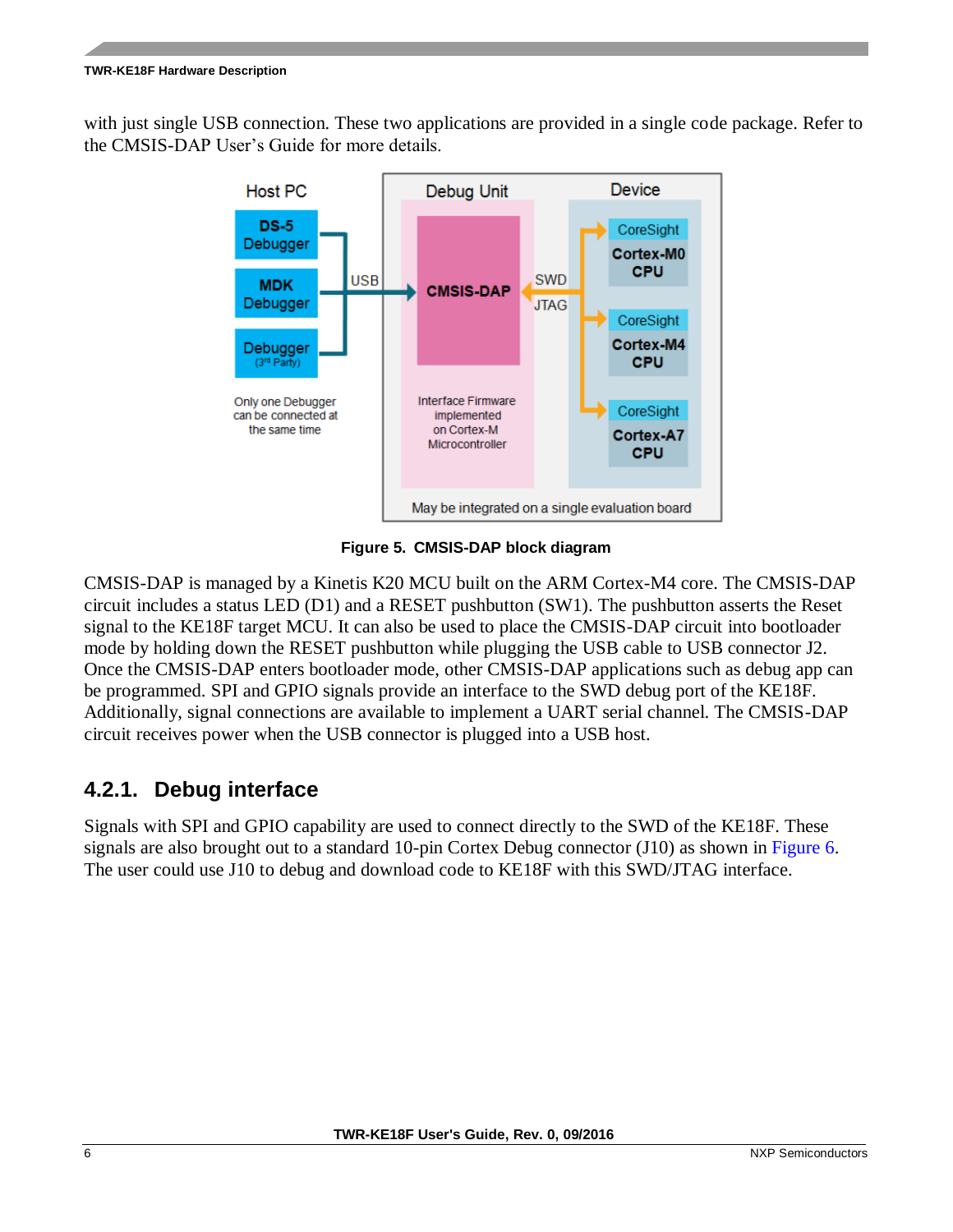with just single USB connection. These two applications are provided in a single code package. Refer to the CMSIS-DAP User's Guide for more details.

**Figure 5. CMSIS-DAP block diagram**

CMSIS-DAP is managed by a Kinetis K20 MCU built on the ARM Cortex-M4 core. The CMSIS-DAP circuit includes a status LED (D1) and a RESET pushbutton (SW1). The pushbutton asserts the Reset signal to the KE18F target MCU. It can also be used to place the CMSIS-DAP circuit into bootloader mode by holding down the RESET pushbutton while plugging the USB cable to USB connector J2. Once the CMSIS-DAP enters bootloader mode, other CMSIS-DAP applications such as debug app can be programmed. SPI and GPIO signals provide an interface to the SWD debug port of the KE18F. Additionally, signal connections are available to implement a UART serial channel. The CMSIS-DAP circuit receives power when the USB connector is plugged into a USB host.

### 4.2.1. Debug interface

Signals with SPI and GPIO capability are used to connect directly to the SWD of the KE18F. These signals are also brought out to a standard 10-pin Cortex Debug connector (J10) as shown in Figure 6. The user could use J10 to debug and download code to KE18F with this SWD/JTAG interface.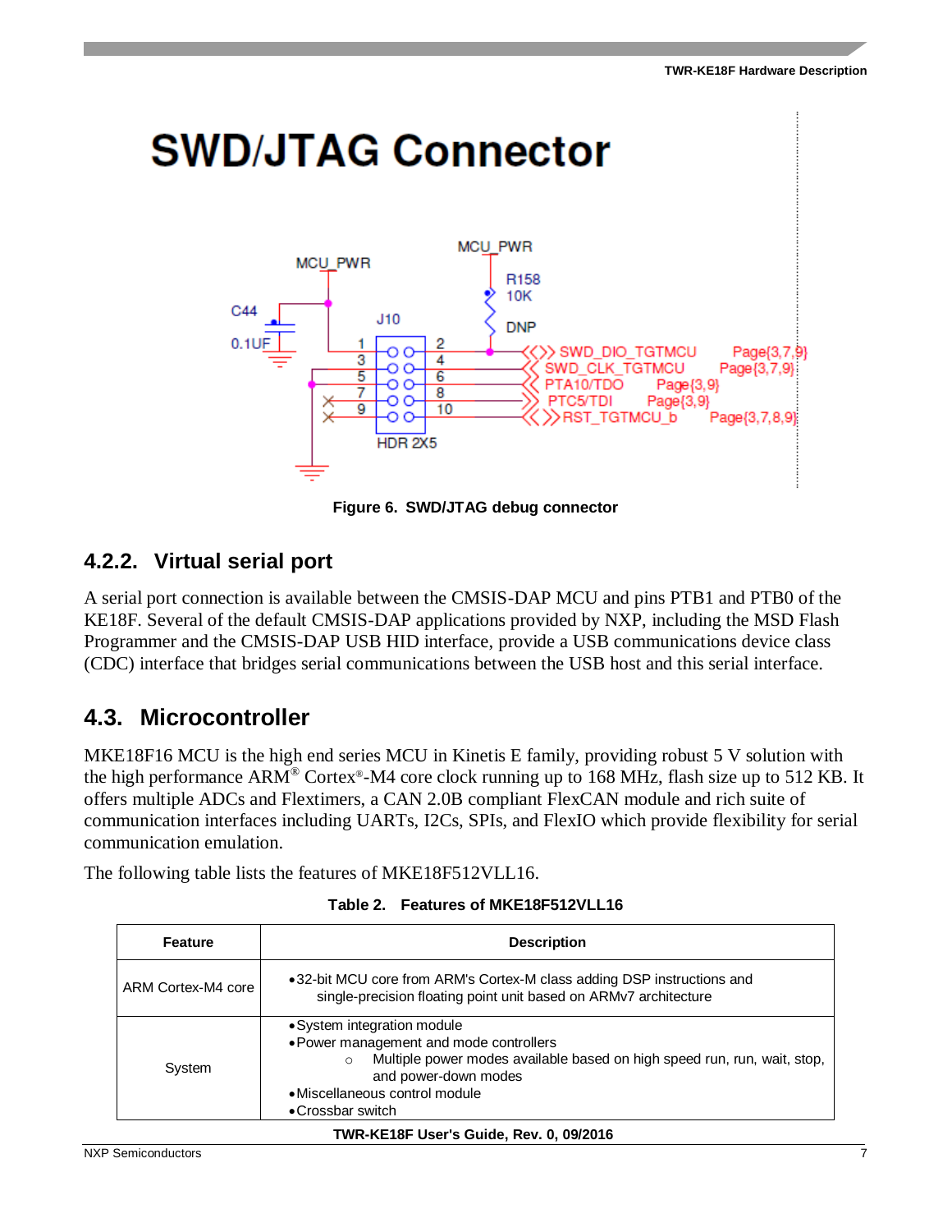Figure 6. SWD/JTAG debug connector

### 4.2.2. Virtual serial port

A serial port connection is available between the CMSIS-DAP MCU and pins PTB1 and PTB0 of the KE18F. Several of the default CMSIS-DAP applications provided by NXP, including the MSD Flash Programmer and the CMSIS-DAP USB HID interface, provide a USB communications device class (CDC) interface that bridges serial communications between the USB host and this serial interface.

## 4.3. Microcontroller

MKE18F16 MCU is the high end series MCU in Kinetis E family, providing robust 5 V solution with the high performance ARM® Cortex®-M4 core clock running up to 168 MHz, flash size up to 512 KB. It offers multiple ADCs and Flextimers, a CAN 2.0B compliant FlexCAN module and rich suite of communication interfaces including UARTs, I2Cs, SPIs, and FlexIO which provide flexibility for serial communication emulation.

The following table lists the features of MKE18F512VLL16.

**Table 2. Features of MKE18F512VLL16**

| Feature | Description |
|---|---|
| ARM Cortex-M4 core | • 32-bit MCU core from ARM's Cortex-M class adding DSP instructions and single-precision floating point unit based on ARMv7 architecture |
| System | • System integration module<br>• Power management and mode controllers<br>  ○ Multiple power modes available based on high speed run, run, wait, stop, and power-down modes<br>• Miscellaneous control module<br>• Crossbar switch |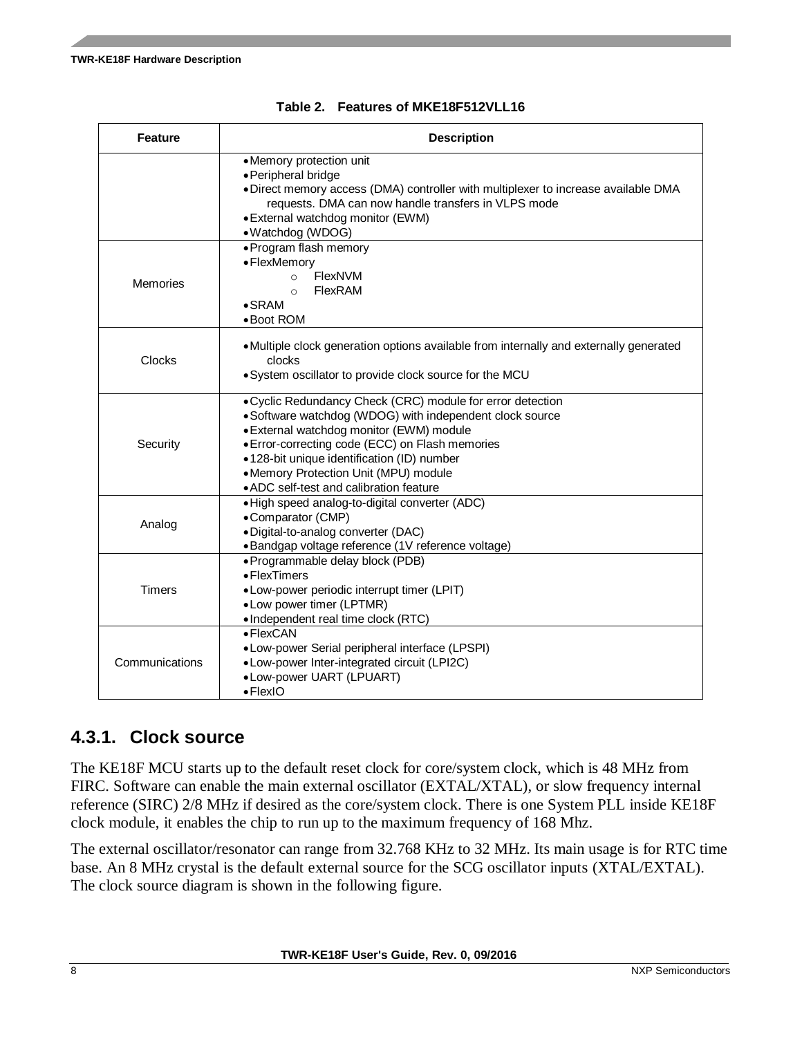**Table 2. Features of MKE18F512VLL16**

| Feature | Description |
|---|---|
| | • Memory protection unit<br>• Peripheral bridge<br>• Direct memory access (DMA) controller with multiplexer to increase available DMA requests. DMA can now handle transfers in VLPS mode<br>• External watchdog monitor (EWM)<br>• Watchdog (WDOG) |
| Memories | • Program flash memory<br>• FlexMemory<br>  ○ FlexNVM<br>  ○ FlexRAM<br>• SRAM<br>• Boot ROM |
| Clocks | • Multiple clock generation options available from internally and externally generated clocks<br>• System oscillator to provide clock source for the MCU |
| Security | • Cyclic Redundancy Check (CRC) module for error detection<br>• Software watchdog (WDOG) with independent clock source<br>• External watchdog monitor (EWM) module<br>• Error-correcting code (ECC) on Flash memories<br>• 128-bit unique identification (ID) number<br>• Memory Protection Unit (MPU) module<br>• ADC self-test and calibration feature |
| Analog | • High speed analog-to-digital converter (ADC)<br>• Comparator (CMP)<br>• Digital-to-analog converter (DAC)<br>• Bandgap voltage reference (1V reference voltage) |
| Timers | • Programmable delay block (PDB)<br>• FlexTimers<br>• Low-power periodic interrupt timer (LPIT)<br>• Low power timer (LPTMR)<br>• Independent real time clock (RTC) |
| Communications | • FlexCAN<br>• Low-power Serial peripheral interface (LPSPI)<br>• Low-power Inter-integrated circuit (LPI2C)<br>• Low-power UART (LPUART)<br>• FlexIO |

### 4.3.1. Clock source

The KE18F MCU starts up to the default reset clock for core/system clock, which is 48 MHz from FIRC. Software can enable the main external oscillator (EXTAL/XTAL), or slow frequency internal reference (SIRC) 2/8 MHz if desired as the core/system clock. There is one System PLL inside KE18F clock module, it enables the chip to run up to the maximum frequency of 168 Mhz.

The external oscillator/resonator can range from 32.768 KHz to 32 MHz. Its main usage is for RTC time base. An 8 MHz crystal is the default external source for the SCG oscillator inputs (XTAL/EXTAL). The clock source diagram is shown in the following figure.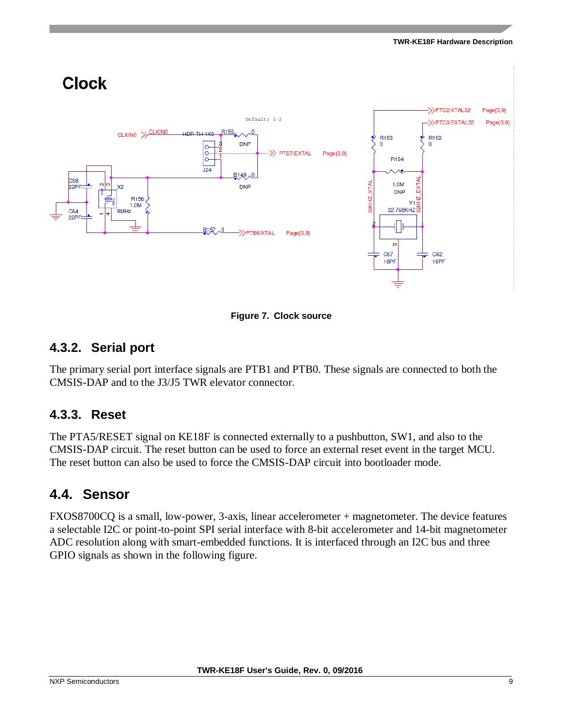Figure 7. Clock source

### 4.3.2. Serial port

The primary serial port interface signals are PTB1 and PTB0. These signals are connected to both the CMSIS-DAP and to the J3/J5 TWR elevator connector.

### 4.3.3. Reset

The PTA5/RESET signal on KE18F is connected externally to a pushbutton, SW1, and also to the CMSIS-DAP circuit. The reset button can be used to force an external reset event in the target MCU. The reset button can also be used to force the CMSIS-DAP circuit into bootloader mode.

## 4.4. Sensor

FXOS8700CQ is a small, low-power, 3-axis, linear accelerometer + magnetometer. The device features a selectable I2C or point-to-point SPI serial interface with 8-bit accelerometer and 14-bit magnetometer ADC resolution along with smart-embedded functions. It is interfaced through an I2C bus and three GPIO signals as shown in the following figure.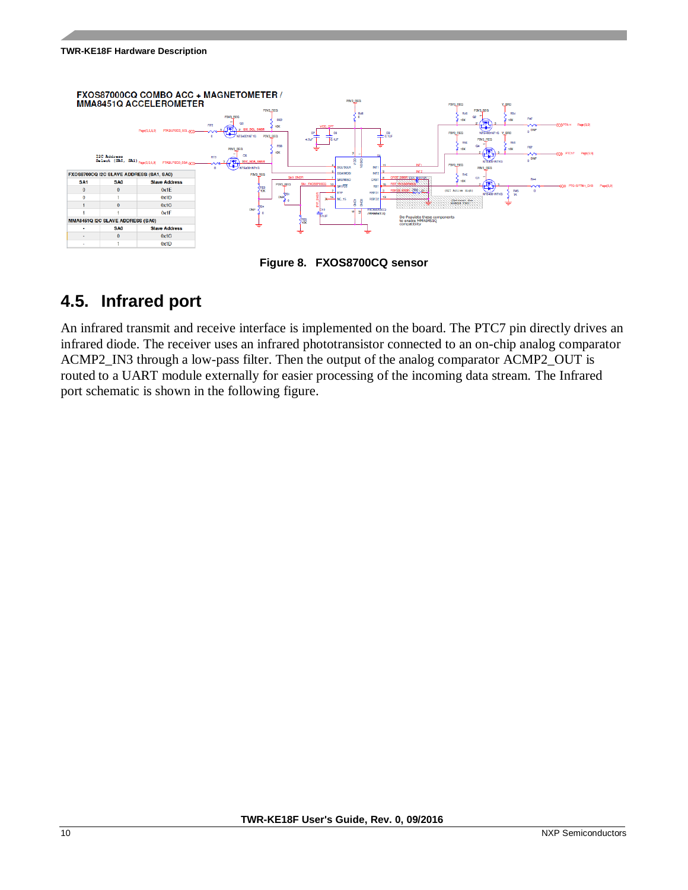FXOS87000CQ COMBO ACC + MAGNETOMETER / MMA8451Q ACCELEROMETER

| FXOS8700CQ I2C SLAVE ADDRESS (SA1, SA0) | | |
|---|---|---|
| SA1 | SA0 | Slave Address |
| 0 | 0 | 0x1E |
| 0 | 1 | 0x1D |
| 1 | 0 | 0x1C |
| 1 | 1 | 0x1F |

| MMA8451Q I2C SLAVE ADDRESS (SA0) | | |
|---|---|---|
| - | SA0 | Slave Address |
| - | 0 | 0x1C |
| - | 1 | 0x1D |

**Figure 8. FXOS8700CQ sensor**

## 4.5. Infrared port

An infrared transmit and receive interface is implemented on the board. The PTC7 pin directly drives an infrared diode. The receiver uses an infrared phototransistor connected to an on-chip analog comparator ACMP2_IN3 through a low-pass filter. Then the output of the analog comparator ACMP2_OUT is routed to a UART module externally for easier processing of the incoming data stream. The Infrared port schematic is shown in the following figure.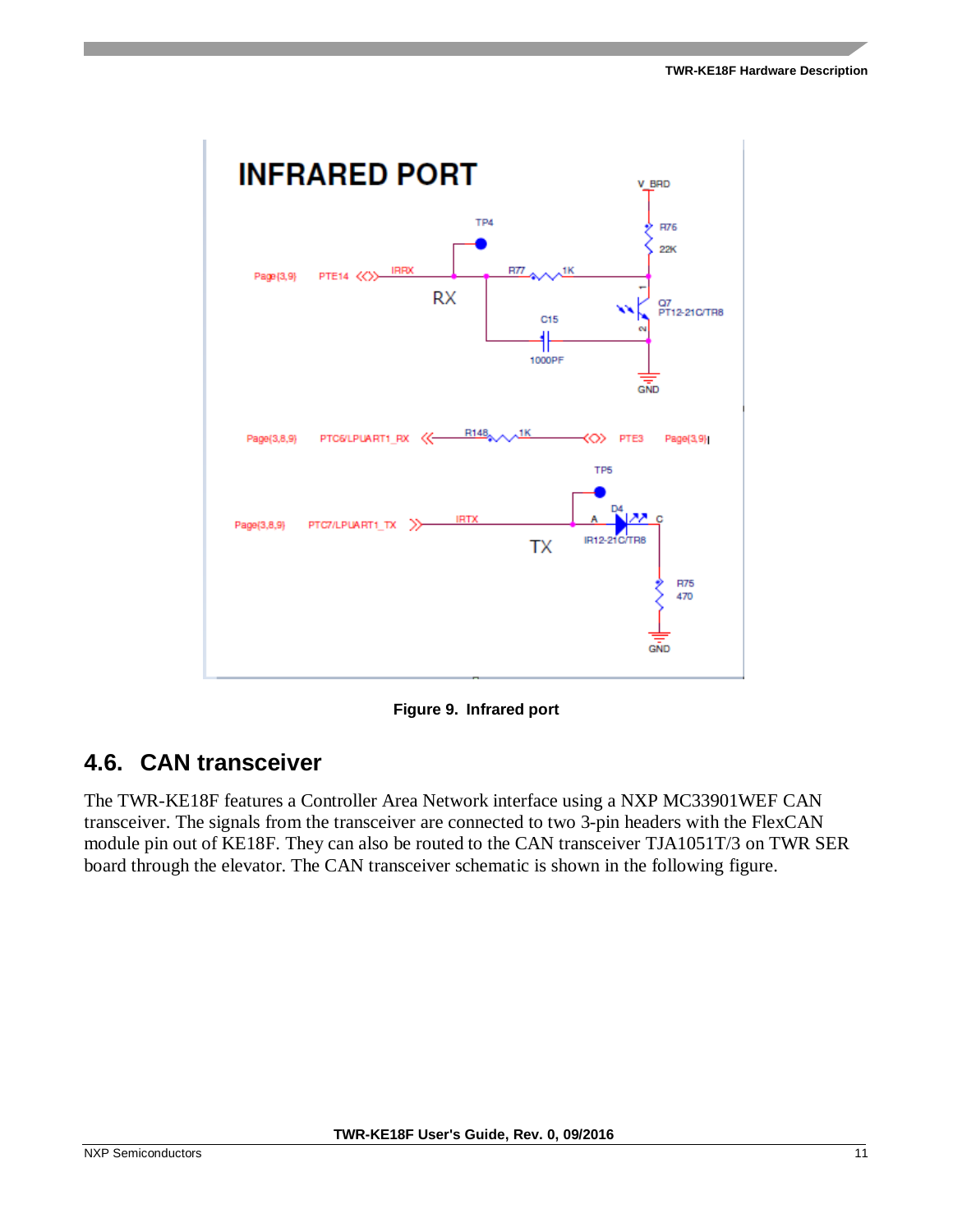Figure 9. Infrared port

## 4.6. CAN transceiver

The TWR-KE18F features a Controller Area Network interface using a NXP MC33901WEF CAN transceiver. The signals from the transceiver are connected to two 3-pin headers with the FlexCAN module pin out of KE18F. They can also be routed to the CAN transceiver TJA1051T/3 on TWR SER board through the elevator. The CAN transceiver schematic is shown in the following figure.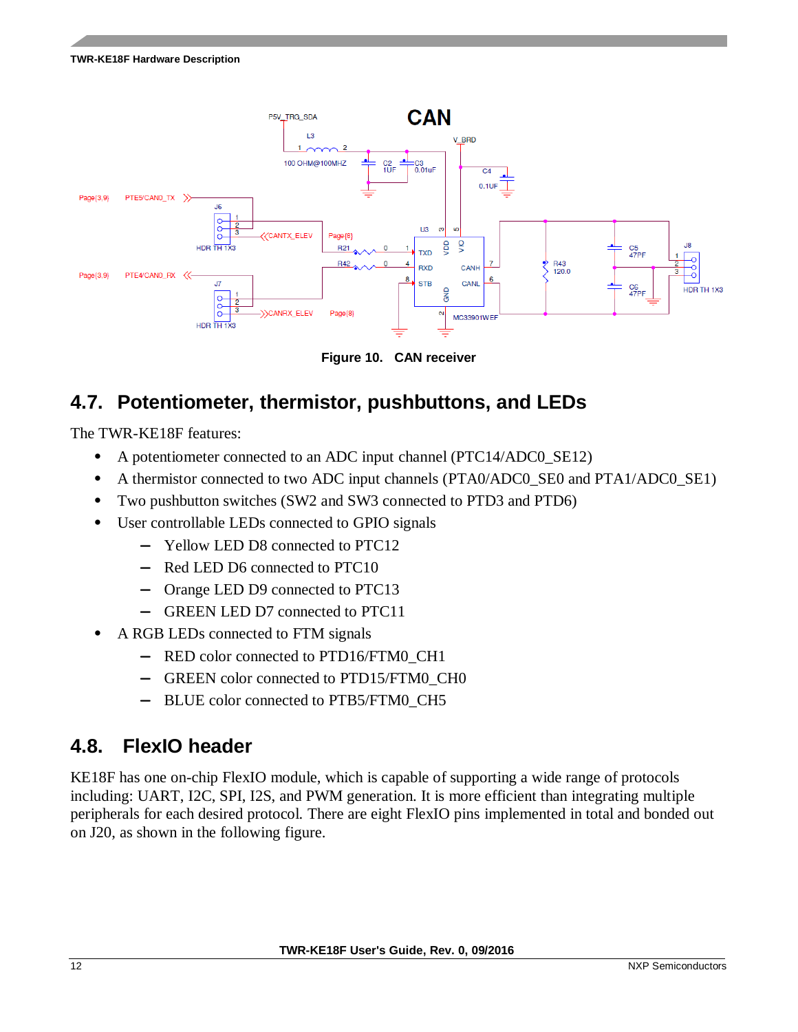Figure 10. CAN receiver

## 4.7. Potentiometer, thermistor, pushbuttons, and LEDs

The TWR-KE18F features:

- A potentiometer connected to an ADC input channel (PTC14/ADC0_SE12)
- A thermistor connected to two ADC input channels (PTA0/ADC0_SE0 and PTA1/ADC0_SE1)
- Two pushbutton switches (SW2 and SW3 connected to PTD3 and PTD6)
- User controllable LEDs connected to GPIO signals
  - Yellow LED D8 connected to PTC12
  - Red LED D6 connected to PTC10
  - Orange LED D9 connected to PTC13
  - GREEN LED D7 connected to PTC11
- A RGB LEDs connected to FTM signals
  - RED color connected to PTD16/FTM0_CH1
  - GREEN color connected to PTD15/FTM0_CH0
  - BLUE color connected to PTB5/FTM0_CH5

## 4.8. FlexIO header

KE18F has one on-chip FlexIO module, which is capable of supporting a wide range of protocols including: UART, I2C, SPI, I2S, and PWM generation. It is more efficient than integrating multiple peripherals for each desired protocol. There are eight FlexIO pins implemented in total and bonded out on J20, as shown in the following figure.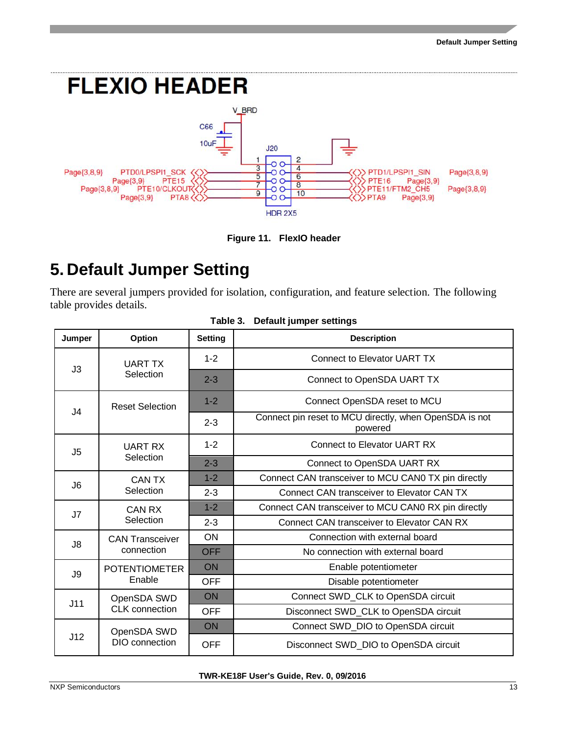## FLEXIO HEADER

Figure 11. FlexIO header

# 5. Default Jumper Setting

There are several jumpers provided for isolation, configuration, and feature selection. The following table provides details.

**Table 3. Default jumper settings**

| Jumper | Option | Setting | Description |
|---|---|---|---|
| J3 | UART TX Selection | 1-2 | Connect to Elevator UART TX |
| | | 2-3 | Connect to OpenSDA UART TX |
| J4 | Reset Selection | 1-2 | Connect OpenSDA reset to MCU |
| | | 2-3 | Connect pin reset to MCU directly, when OpenSDA is not powered |
| J5 | UART RX Selection | 1-2 | Connect to Elevator UART RX |
| | | 2-3 | Connect to OpenSDA UART RX |
| J6 | CAN TX Selection | 1-2 | Connect CAN transceiver to MCU CAN0 TX pin directly |
| | | 2-3 | Connect CAN transceiver to Elevator CAN TX |
| J7 | CAN RX Selection | 1-2 | Connect CAN transceiver to MCU CAN0 RX pin directly |
| | | 2-3 | Connect CAN transceiver to Elevator CAN RX |
| J8 | CAN Transceiver connection | ON | Connection with external board |
| | | OFF | No connection with external board |
| J9 | POTENTIOMETER Enable | ON | Enable potentiometer |
| | | OFF | Disable potentiometer |
| J11 | OpenSDA SWD CLK connection | ON | Connect SWD_CLK to OpenSDA circuit |
| | | OFF | Disconnect SWD_CLK to OpenSDA circuit |
| J12 | OpenSDA SWD DIO connection | ON | Connect SWD_DIO to OpenSDA circuit |
| | | OFF | Disconnect SWD_DIO to OpenSDA circuit |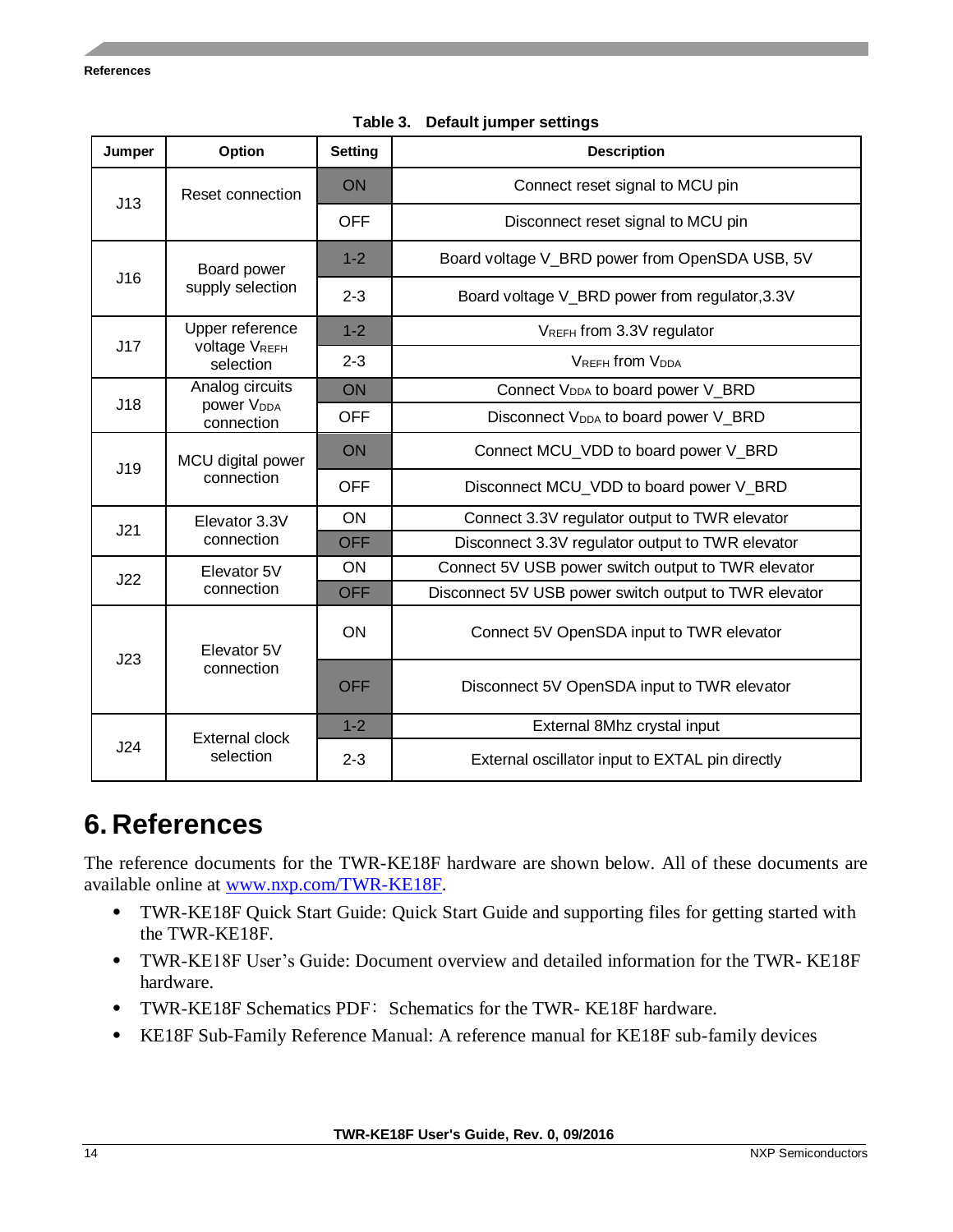**Table 3. Default jumper settings**

| Jumper | Option | Setting | Description |
|---|---|---|---|
| J13 | Reset connection | ON | Connect reset signal to MCU pin |
| | | OFF | Disconnect reset signal to MCU pin |
| J16 | Board power supply selection | 1-2 | Board voltage V_BRD power from OpenSDA USB, 5V |
| | | 2-3 | Board voltage V_BRD power from regulator,3.3V |
| J17 | Upper reference voltage $V_{REFH}$ selection | 1-2 | $V_{REFH}$ from 3.3V regulator |
| | | 2-3 | $V_{REFH}$ from $V_{DDA}$ |
| J18 | Analog circuits power $V_{DDA}$ connection | ON | Connect $V_{DDA}$ to board power V_BRD |
| | | OFF | Disconnect $V_{DDA}$ to board power V_BRD |
| J19 | MCU digital power connection | ON | Connect MCU_VDD to board power V_BRD |
| | | OFF | Disconnect MCU_VDD to board power V_BRD |
| J21 | Elevator 3.3V connection | ON | Connect 3.3V regulator output to TWR elevator |
| | | OFF | Disconnect 3.3V regulator output to TWR elevator |
| J22 | Elevator 5V connection | ON | Connect 5V USB power switch output to TWR elevator |
| | | OFF | Disconnect 5V USB power switch output to TWR elevator |
| J23 | Elevator 5V connection | ON | Connect 5V OpenSDA input to TWR elevator |
| | | OFF | Disconnect 5V OpenSDA input to TWR elevator |
| J24 | External clock selection | 1-2 | External 8Mhz crystal input |
| | | 2-3 | External oscillator input to EXTAL pin directly |

# 6. References

The reference documents for the TWR-KE18F hardware are shown below. All of these documents are available online at [www.nxp.com/TWR-KE18F](www.nxp.com/TWR-KE18F).

- TWR-KE18F Quick Start Guide: Quick Start Guide and supporting files for getting started with the TWR-KE18F.
- TWR-KE18F User's Guide: Document overview and detailed information for the TWR- KE18F hardware.
- TWR-KE18F Schematics PDF： Schematics for the TWR- KE18F hardware.
- KE18F Sub-Family Reference Manual: A reference manual for KE18F sub-family devices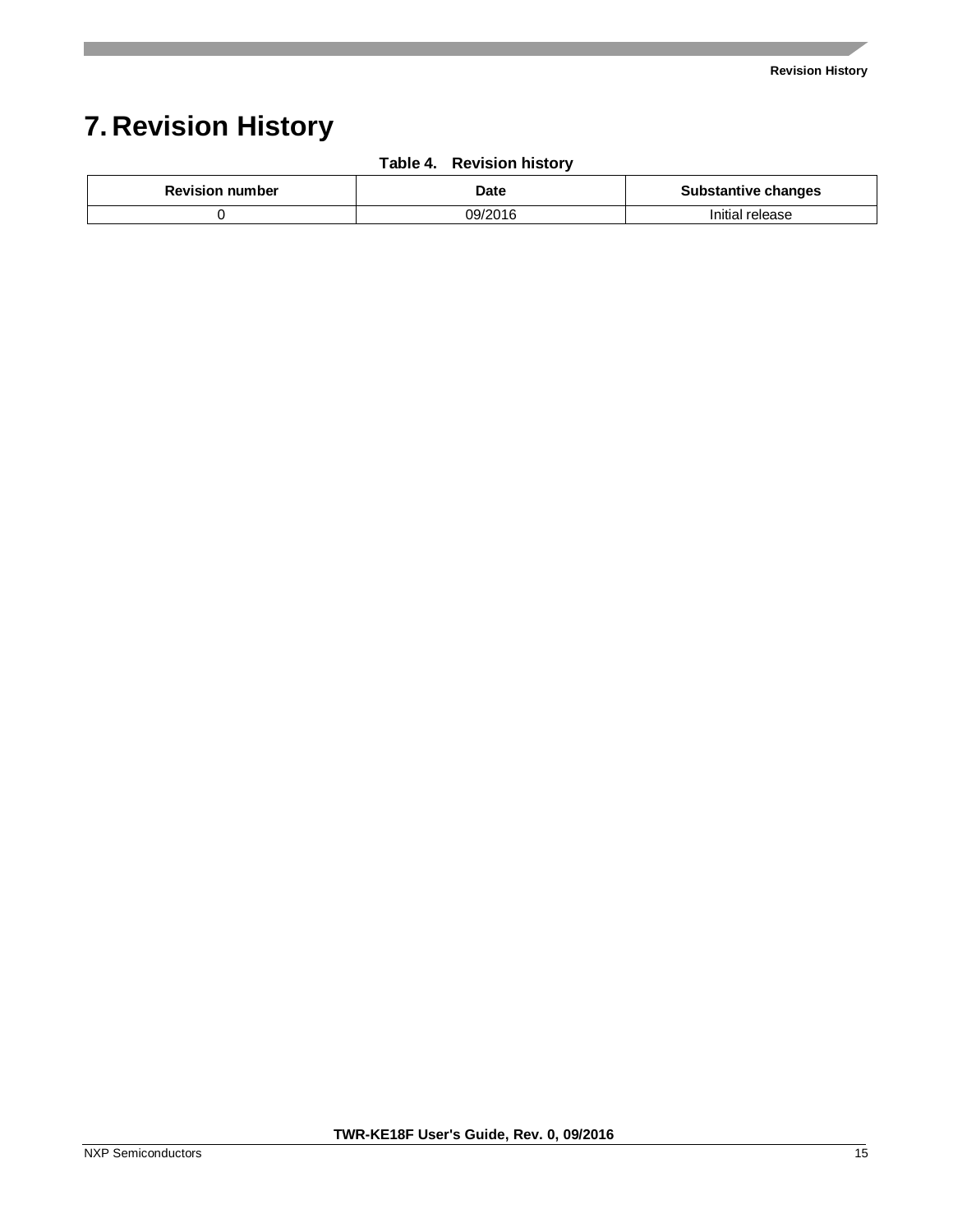# 7. Revision History

**Table 4. Revision history**

| Revision number | Date | Substantive changes |
| --- | --- | --- |
| 0 | 09/2016 | Initial release |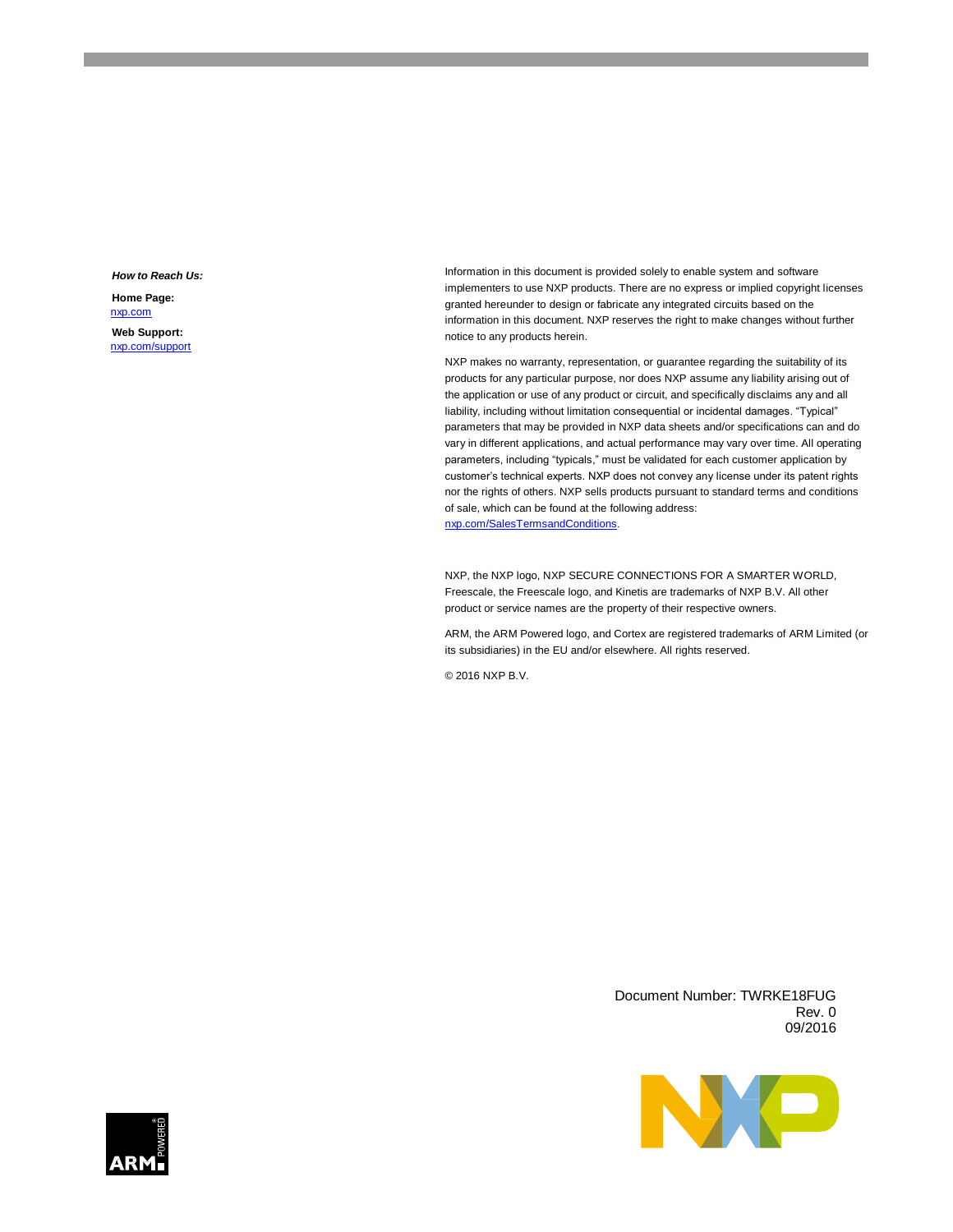***How to Reach Us:***

**Home Page:**
nxp.com

**Web Support:**
nxp.com/support

Information in this document is provided solely to enable system and software implementers to use NXP products. There are no express or implied copyright licenses granted hereunder to design or fabricate any integrated circuits based on the information in this document. NXP reserves the right to make changes without further notice to any products herein.

NXP makes no warranty, representation, or guarantee regarding the suitability of its products for any particular purpose, nor does NXP assume any liability arising out of the application or use of any product or circuit, and specifically disclaims any and all liability, including without limitation consequential or incidental damages. "Typical" parameters that may be provided in NXP data sheets and/or specifications can and do vary in different applications, and actual performance may vary over time. All operating parameters, including "typicals," must be validated for each customer application by customer's technical experts. NXP does not convey any license under its patent rights nor the rights of others. NXP sells products pursuant to standard terms and conditions of sale, which can be found at the following address: nxp.com/SalesTermsandConditions.

NXP, the NXP logo, NXP SECURE CONNECTIONS FOR A SMARTER WORLD, Freescale, the Freescale logo, and Kinetis are trademarks of NXP B.V. All other product or service names are the property of their respective owners.

ARM, the ARM Powered logo, and Cortex are registered trademarks of ARM Limited (or its subsidiaries) in the EU and/or elsewhere. All rights reserved.

© 2016 NXP B.V.

Document Number: TWRKE18FUG
Rev. 0
09/2016